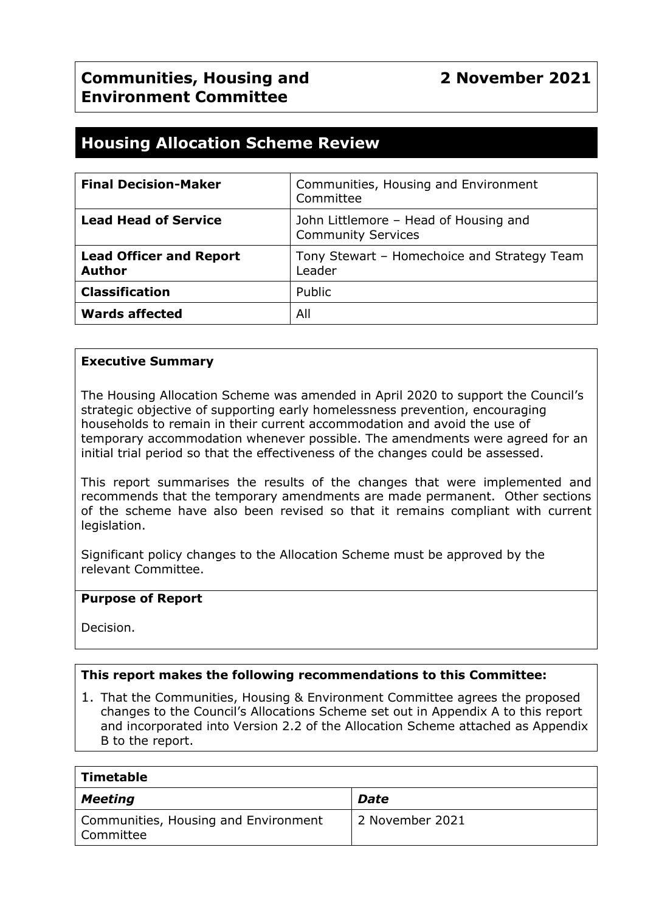# Communities, Housing and Environment Committee

**2 November 2021**

## Housing Allocation Scheme Review

| **Final Decision-Maker** | Communities, Housing and Environment Committee |
|---|---|
| **Lead Head of Service** | John Littlemore – Head of Housing and Community Services |
| **Lead Officer and Report Author** | Tony Stewart – Homechoice and Strategy Team Leader |
| **Classification** | Public |
| **Wards affected** | All |

**Executive Summary**

The Housing Allocation Scheme was amended in April 2020 to support the Council's strategic objective of supporting early homelessness prevention, encouraging households to remain in their current accommodation and avoid the use of temporary accommodation whenever possible. The amendments were agreed for an initial trial period so that the effectiveness of the changes could be assessed.

This report summarises the results of the changes that were implemented and recommends that the temporary amendments are made permanent. Other sections of the scheme have also been revised so that it remains compliant with current legislation.

Significant policy changes to the Allocation Scheme must be approved by the relevant Committee.

**Purpose of Report**

Decision.

**This report makes the following recommendations to this Committee:**

1. That the Communities, Housing & Environment Committee agrees the proposed changes to the Council's Allocations Scheme set out in Appendix A to this report and incorporated into Version 2.2 of the Allocation Scheme attached as Appendix B to the report.

| **Timetable** | |
|---|---|
| ***Meeting*** | ***Date*** |
| Communities, Housing and Environment Committee | 2 November 2021 |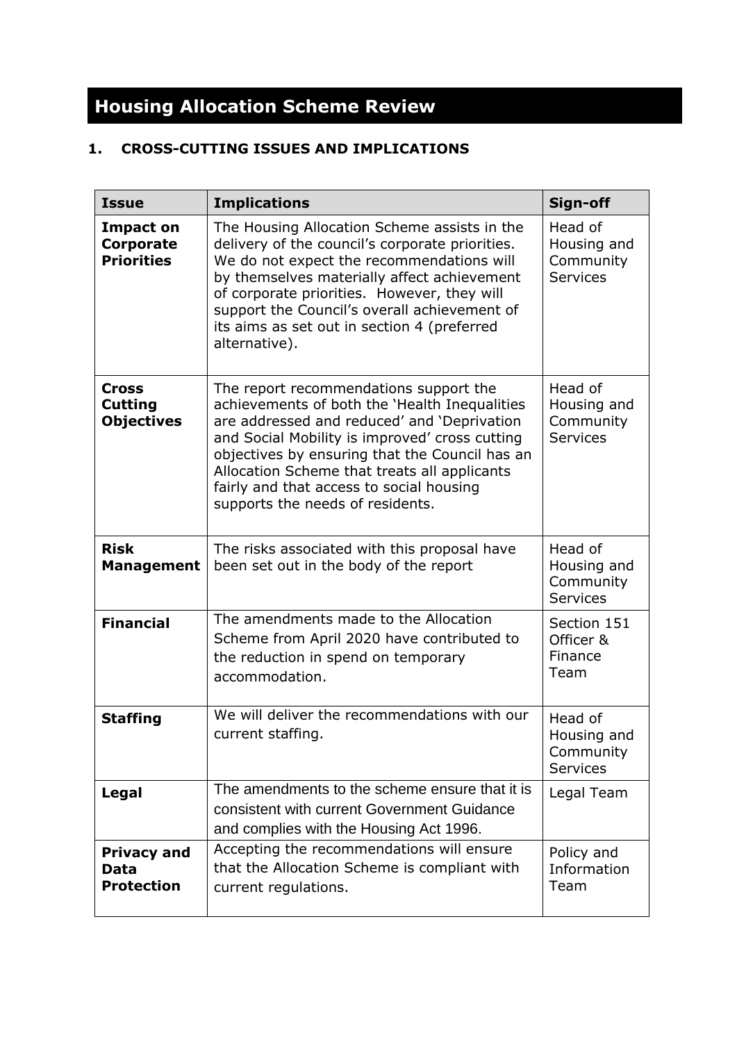# Housing Allocation Scheme Review

## 1. CROSS-CUTTING ISSUES AND IMPLICATIONS

| Issue | Implications | Sign-off |
|---|---|---|
| **Impact on Corporate Priorities** | The Housing Allocation Scheme assists in the delivery of the council's corporate priorities. We do not expect the recommendations will by themselves materially affect achievement of corporate priorities. However, they will support the Council's overall achievement of its aims as set out in section 4 (preferred alternative). | Head of Housing and Community Services |
| **Cross Cutting Objectives** | The report recommendations support the achievements of both the 'Health Inequalities are addressed and reduced' and 'Deprivation and Social Mobility is improved' cross cutting objectives by ensuring that the Council has an Allocation Scheme that treats all applicants fairly and that access to social housing supports the needs of residents. | Head of Housing and Community Services |
| **Risk Management** | The risks associated with this proposal have been set out in the body of the report | Head of Housing and Community Services |
| **Financial** | The amendments made to the Allocation Scheme from April 2020 have contributed to the reduction in spend on temporary accommodation. | Section 151 Officer & Finance Team |
| **Staffing** | We will deliver the recommendations with our current staffing. | Head of Housing and Community Services |
| **Legal** | The amendments to the scheme ensure that it is consistent with current Government Guidance and complies with the Housing Act 1996. | Legal Team |
| **Privacy and Data Protection** | Accepting the recommendations will ensure that the Allocation Scheme is compliant with current regulations. | Policy and Information Team |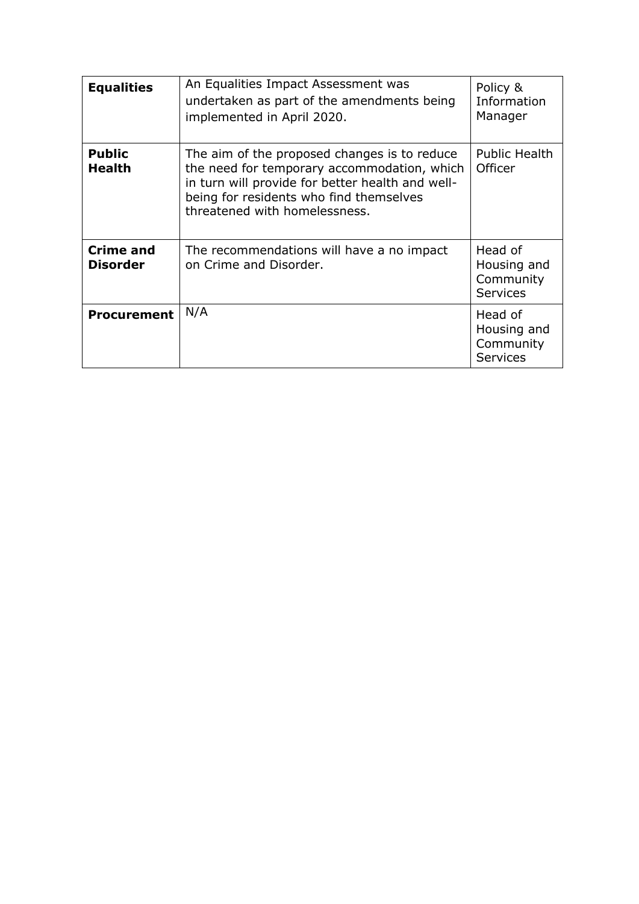| **Equalities** | An Equalities Impact Assessment was undertaken as part of the amendments being implemented in April 2020. | Policy & Information Manager |
|---|---|---|
| **Public Health** | The aim of the proposed changes is to reduce the need for temporary accommodation, which in turn will provide for better health and well-being for residents who find themselves threatened with homelessness. | Public Health Officer |
| **Crime and Disorder** | The recommendations will have a no impact on Crime and Disorder. | Head of Housing and Community Services |
| **Procurement** | N/A | Head of Housing and Community Services |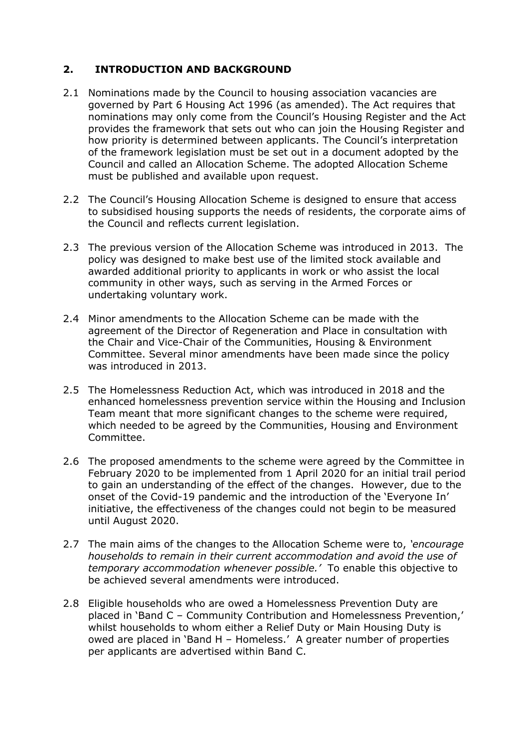## 2. INTRODUCTION AND BACKGROUND

2.1 Nominations made by the Council to housing association vacancies are governed by Part 6 Housing Act 1996 (as amended). The Act requires that nominations may only come from the Council's Housing Register and the Act provides the framework that sets out who can join the Housing Register and how priority is determined between applicants. The Council's interpretation of the framework legislation must be set out in a document adopted by the Council and called an Allocation Scheme. The adopted Allocation Scheme must be published and available upon request.

2.2 The Council's Housing Allocation Scheme is designed to ensure that access to subsidised housing supports the needs of residents, the corporate aims of the Council and reflects current legislation.

2.3 The previous version of the Allocation Scheme was introduced in 2013. The policy was designed to make best use of the limited stock available and awarded additional priority to applicants in work or who assist the local community in other ways, such as serving in the Armed Forces or undertaking voluntary work.

2.4 Minor amendments to the Allocation Scheme can be made with the agreement of the Director of Regeneration and Place in consultation with the Chair and Vice-Chair of the Communities, Housing & Environment Committee. Several minor amendments have been made since the policy was introduced in 2013.

2.5 The Homelessness Reduction Act, which was introduced in 2018 and the enhanced homelessness prevention service within the Housing and Inclusion Team meant that more significant changes to the scheme were required, which needed to be agreed by the Communities, Housing and Environment Committee.

2.6 The proposed amendments to the scheme were agreed by the Committee in February 2020 to be implemented from 1 April 2020 for an initial trail period to gain an understanding of the effect of the changes. However, due to the onset of the Covid-19 pandemic and the introduction of the 'Everyone In' initiative, the effectiveness of the changes could not begin to be measured until August 2020.

2.7 The main aims of the changes to the Allocation Scheme were to, *'encourage households to remain in their current accommodation and avoid the use of temporary accommodation whenever possible.'* To enable this objective to be achieved several amendments were introduced.

2.8 Eligible households who are owed a Homelessness Prevention Duty are placed in 'Band C – Community Contribution and Homelessness Prevention,' whilst households to whom either a Relief Duty or Main Housing Duty is owed are placed in 'Band H – Homeless.' A greater number of properties per applicants are advertised within Band C.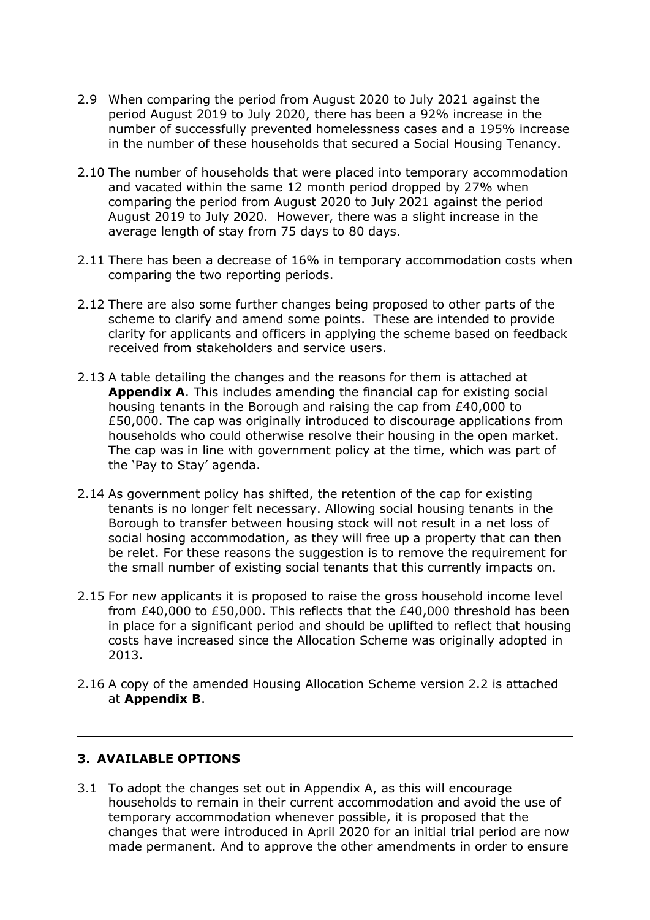2.9 When comparing the period from August 2020 to July 2021 against the period August 2019 to July 2020, there has been a 92% increase in the number of successfully prevented homelessness cases and a 195% increase in the number of these households that secured a Social Housing Tenancy.

2.10 The number of households that were placed into temporary accommodation and vacated within the same 12 month period dropped by 27% when comparing the period from August 2020 to July 2021 against the period August 2019 to July 2020. However, there was a slight increase in the average length of stay from 75 days to 80 days.

2.11 There has been a decrease of 16% in temporary accommodation costs when comparing the two reporting periods.

2.12 There are also some further changes being proposed to other parts of the scheme to clarify and amend some points. These are intended to provide clarity for applicants and officers in applying the scheme based on feedback received from stakeholders and service users.

2.13 A table detailing the changes and the reasons for them is attached at **Appendix A**. This includes amending the financial cap for existing social housing tenants in the Borough and raising the cap from £40,000 to £50,000. The cap was originally introduced to discourage applications from households who could otherwise resolve their housing in the open market. The cap was in line with government policy at the time, which was part of the 'Pay to Stay' agenda.

2.14 As government policy has shifted, the retention of the cap for existing tenants is no longer felt necessary. Allowing social housing tenants in the Borough to transfer between housing stock will not result in a net loss of social hosing accommodation, as they will free up a property that can then be relet. For these reasons the suggestion is to remove the requirement for the small number of existing social tenants that this currently impacts on.

2.15 For new applicants it is proposed to raise the gross household income level from £40,000 to £50,000. This reflects that the £40,000 threshold has been in place for a significant period and should be uplifted to reflect that housing costs have increased since the Allocation Scheme was originally adopted in 2013.

2.16 A copy of the amended Housing Allocation Scheme version 2.2 is attached at **Appendix B**.

---

### 3. AVAILABLE OPTIONS

3.1 To adopt the changes set out in Appendix A, as this will encourage households to remain in their current accommodation and avoid the use of temporary accommodation whenever possible, it is proposed that the changes that were introduced in April 2020 for an initial trial period are now made permanent. And to approve the other amendments in order to ensure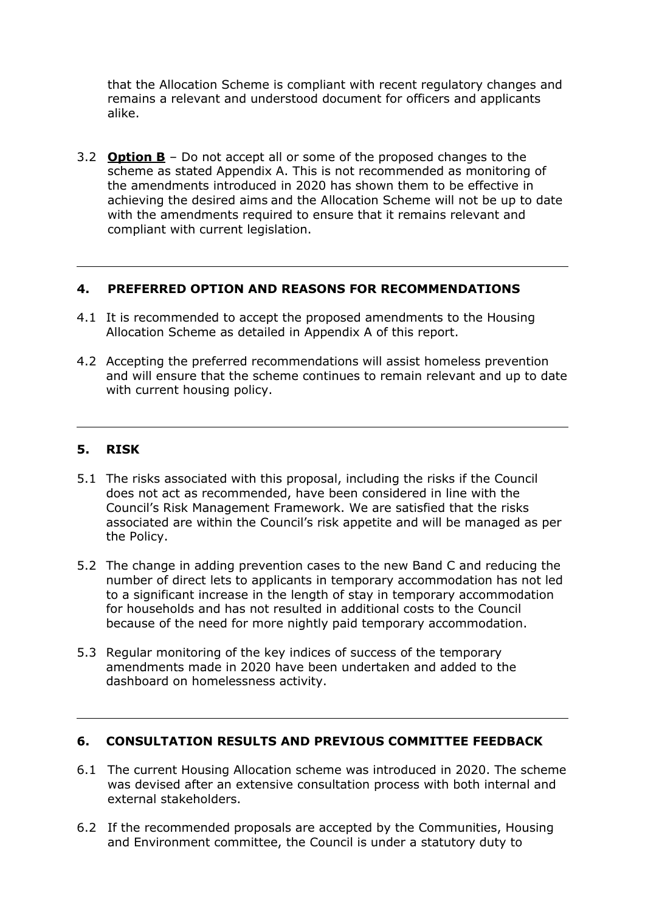that the Allocation Scheme is compliant with recent regulatory changes and remains a relevant and understood document for officers and applicants alike.

3.2 **Option B** – Do not accept all or some of the proposed changes to the scheme as stated Appendix A. This is not recommended as monitoring of the amendments introduced in 2020 has shown them to be effective in achieving the desired aims and the Allocation Scheme will not be up to date with the amendments required to ensure that it remains relevant and compliant with current legislation.

---

## 4. PREFERRED OPTION AND REASONS FOR RECOMMENDATIONS

4.1 It is recommended to accept the proposed amendments to the Housing Allocation Scheme as detailed in Appendix A of this report.

4.2 Accepting the preferred recommendations will assist homeless prevention and will ensure that the scheme continues to remain relevant and up to date with current housing policy.

---

## 5. RISK

5.1 The risks associated with this proposal, including the risks if the Council does not act as recommended, have been considered in line with the Council's Risk Management Framework. We are satisfied that the risks associated are within the Council's risk appetite and will be managed as per the Policy.

5.2 The change in adding prevention cases to the new Band C and reducing the number of direct lets to applicants in temporary accommodation has not led to a significant increase in the length of stay in temporary accommodation for households and has not resulted in additional costs to the Council because of the need for more nightly paid temporary accommodation.

5.3 Regular monitoring of the key indices of success of the temporary amendments made in 2020 have been undertaken and added to the dashboard on homelessness activity.

---

## 6. CONSULTATION RESULTS AND PREVIOUS COMMITTEE FEEDBACK

6.1 The current Housing Allocation scheme was introduced in 2020. The scheme was devised after an extensive consultation process with both internal and external stakeholders.

6.2 If the recommended proposals are accepted by the Communities, Housing and Environment committee, the Council is under a statutory duty to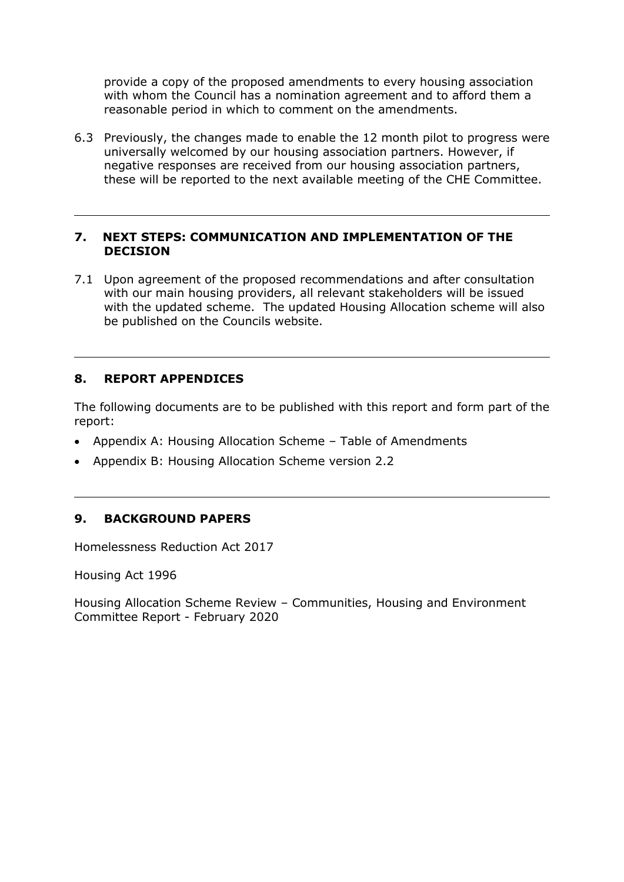provide a copy of the proposed amendments to every housing association with whom the Council has a nomination agreement and to afford them a reasonable period in which to comment on the amendments.

6.3 Previously, the changes made to enable the 12 month pilot to progress were universally welcomed by our housing association partners. However, if negative responses are received from our housing association partners, these will be reported to the next available meeting of the CHE Committee.

---

## 7. NEXT STEPS: COMMUNICATION AND IMPLEMENTATION OF THE DECISION

7.1 Upon agreement of the proposed recommendations and after consultation with our main housing providers, all relevant stakeholders will be issued with the updated scheme. The updated Housing Allocation scheme will also be published on the Councils website.

---

## 8. REPORT APPENDICES

The following documents are to be published with this report and form part of the report:

- Appendix A: Housing Allocation Scheme – Table of Amendments
- Appendix B: Housing Allocation Scheme version 2.2

---

## 9. BACKGROUND PAPERS

Homelessness Reduction Act 2017

Housing Act 1996

Housing Allocation Scheme Review – Communities, Housing and Environment Committee Report - February 2020